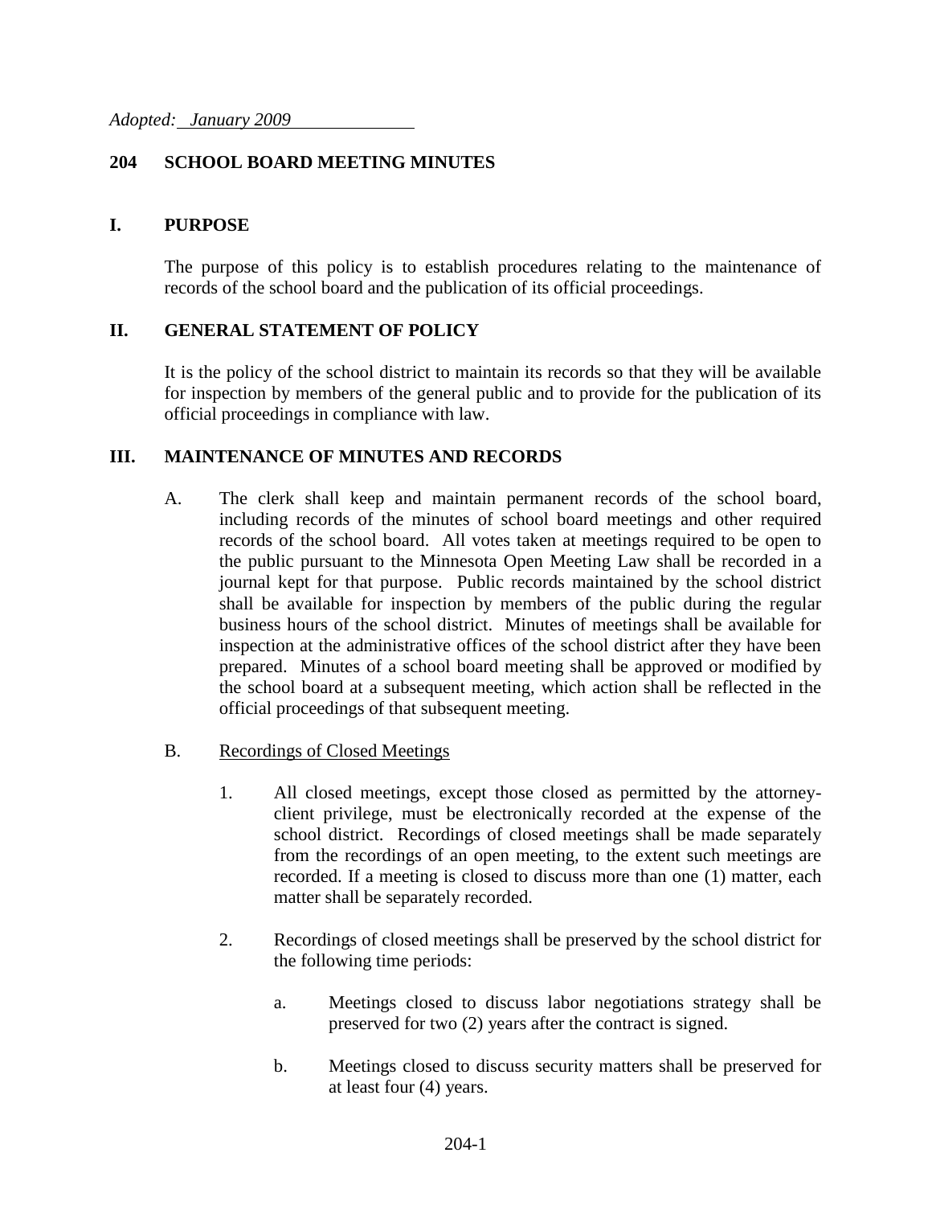*Adopted: January 2009*

# 204 SCHOOL BOARD MEETING MINUTES

## I. PURPOSE

The purpose of this policy is to establish procedures relating to the maintenance of records of the school board and the publication of its official proceedings.

## II. GENERAL STATEMENT OF POLICY

It is the policy of the school district to maintain its records so that they will be available for inspection by members of the general public and to provide for the publication of its official proceedings in compliance with law.

## III. MAINTENANCE OF MINUTES AND RECORDS

A. The clerk shall keep and maintain permanent records of the school board, including records of the minutes of school board meetings and other required records of the school board. All votes taken at meetings required to be open to the public pursuant to the Minnesota Open Meeting Law shall be recorded in a journal kept for that purpose. Public records maintained by the school district shall be available for inspection by members of the public during the regular business hours of the school district. Minutes of meetings shall be available for inspection at the administrative offices of the school district after they have been prepared. Minutes of a school board meeting shall be approved or modified by the school board at a subsequent meeting, which action shall be reflected in the official proceedings of that subsequent meeting.

B. <u>Recordings of Closed Meetings</u>

1. All closed meetings, except those closed as permitted by the attorney-client privilege, must be electronically recorded at the expense of the school district. Recordings of closed meetings shall be made separately from the recordings of an open meeting, to the extent such meetings are recorded. If a meeting is closed to discuss more than one (1) matter, each matter shall be separately recorded.

2. Recordings of closed meetings shall be preserved by the school district for the following time periods:

   a. Meetings closed to discuss labor negotiations strategy shall be preserved for two (2) years after the contract is signed.

   b. Meetings closed to discuss security matters shall be preserved for at least four (4) years.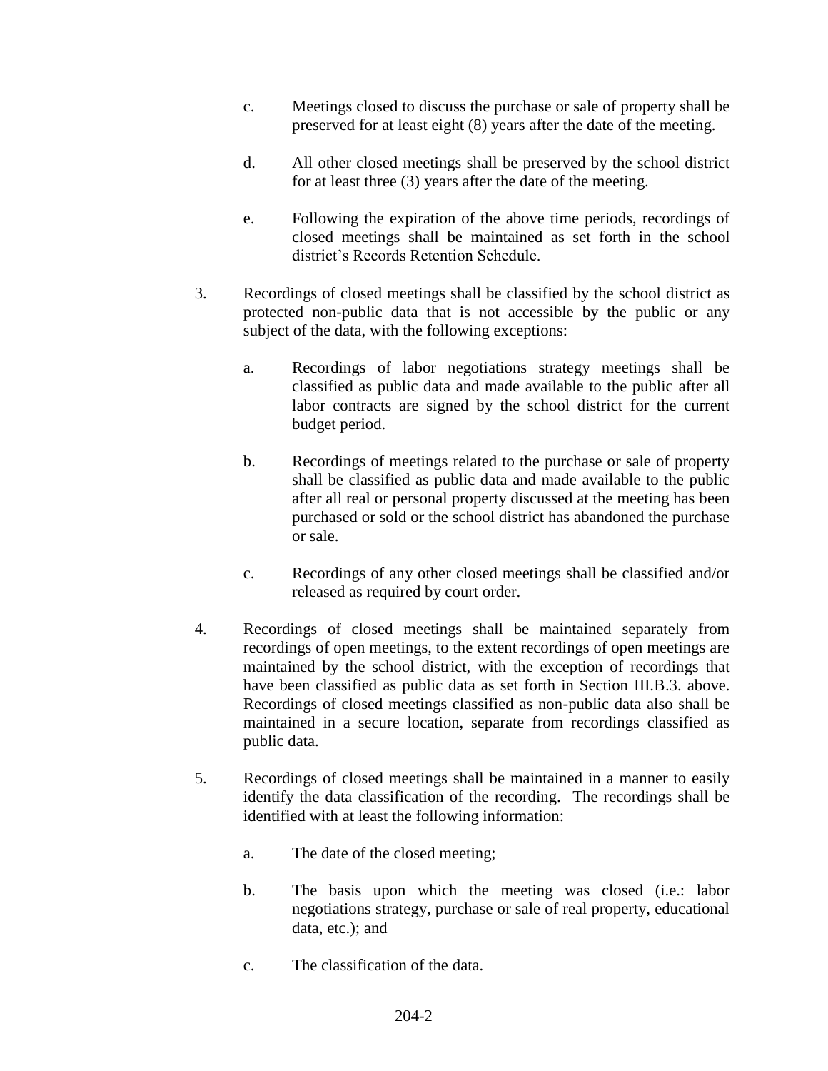c. Meetings closed to discuss the purchase or sale of property shall be preserved for at least eight (8) years after the date of the meeting.

d. All other closed meetings shall be preserved by the school district for at least three (3) years after the date of the meeting.

e. Following the expiration of the above time periods, recordings of closed meetings shall be maintained as set forth in the school district's Records Retention Schedule.

3. Recordings of closed meetings shall be classified by the school district as protected non-public data that is not accessible by the public or any subject of the data, with the following exceptions:

   a. Recordings of labor negotiations strategy meetings shall be classified as public data and made available to the public after all labor contracts are signed by the school district for the current budget period.

   b. Recordings of meetings related to the purchase or sale of property shall be classified as public data and made available to the public after all real or personal property discussed at the meeting has been purchased or sold or the school district has abandoned the purchase or sale.

   c. Recordings of any other closed meetings shall be classified and/or released as required by court order.

4. Recordings of closed meetings shall be maintained separately from recordings of open meetings, to the extent recordings of open meetings are maintained by the school district, with the exception of recordings that have been classified as public data as set forth in Section III.B.3. above. Recordings of closed meetings classified as non-public data also shall be maintained in a secure location, separate from recordings classified as public data.

5. Recordings of closed meetings shall be maintained in a manner to easily identify the data classification of the recording. The recordings shall be identified with at least the following information:

   a. The date of the closed meeting;

   b. The basis upon which the meeting was closed (i.e.: labor negotiations strategy, purchase or sale of real property, educational data, etc.); and

   c. The classification of the data.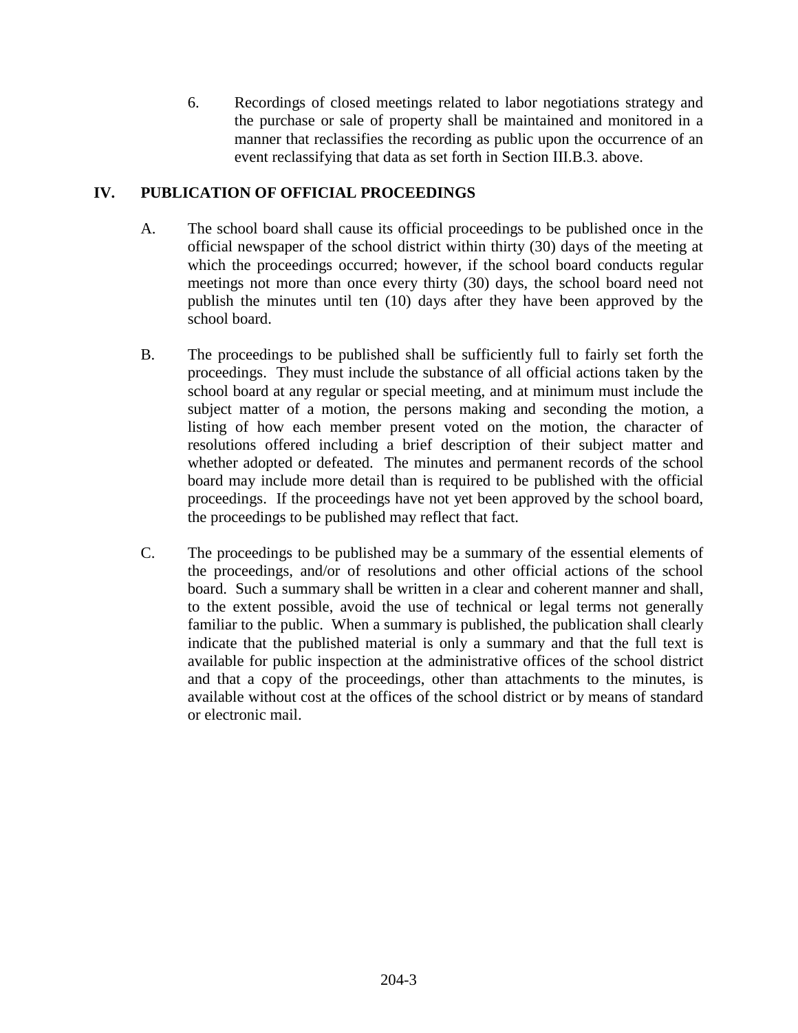6. Recordings of closed meetings related to labor negotiations strategy and the purchase or sale of property shall be maintained and monitored in a manner that reclassifies the recording as public upon the occurrence of an event reclassifying that data as set forth in Section III.B.3. above.

## IV. PUBLICATION OF OFFICIAL PROCEEDINGS

A. The school board shall cause its official proceedings to be published once in the official newspaper of the school district within thirty (30) days of the meeting at which the proceedings occurred; however, if the school board conducts regular meetings not more than once every thirty (30) days, the school board need not publish the minutes until ten (10) days after they have been approved by the school board.

B. The proceedings to be published shall be sufficiently full to fairly set forth the proceedings. They must include the substance of all official actions taken by the school board at any regular or special meeting, and at minimum must include the subject matter of a motion, the persons making and seconding the motion, a listing of how each member present voted on the motion, the character of resolutions offered including a brief description of their subject matter and whether adopted or defeated. The minutes and permanent records of the school board may include more detail than is required to be published with the official proceedings. If the proceedings have not yet been approved by the school board, the proceedings to be published may reflect that fact.

C. The proceedings to be published may be a summary of the essential elements of the proceedings, and/or of resolutions and other official actions of the school board. Such a summary shall be written in a clear and coherent manner and shall, to the extent possible, avoid the use of technical or legal terms not generally familiar to the public. When a summary is published, the publication shall clearly indicate that the published material is only a summary and that the full text is available for public inspection at the administrative offices of the school district and that a copy of the proceedings, other than attachments to the minutes, is available without cost at the offices of the school district or by means of standard or electronic mail.